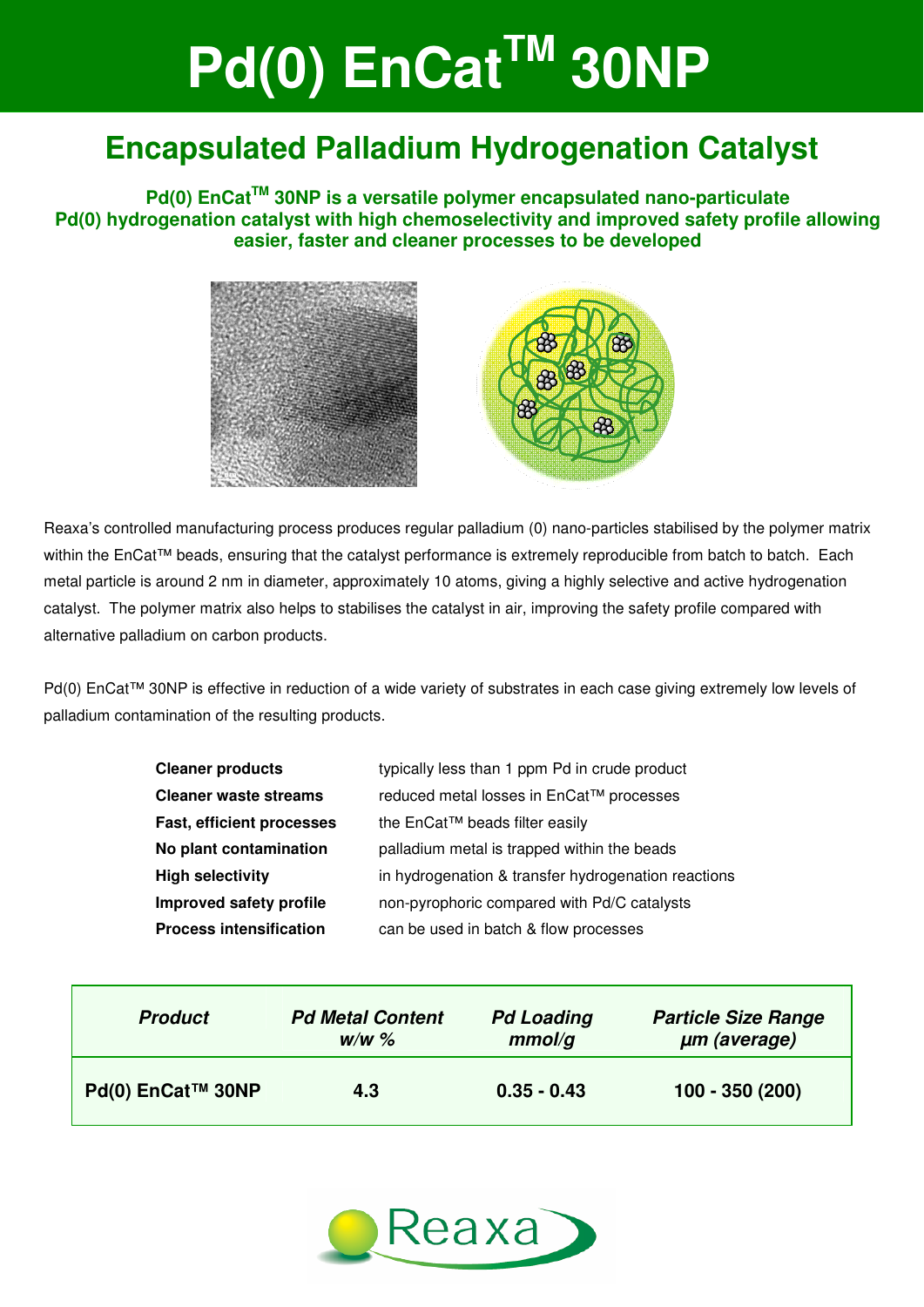# Pd(0) EnCat$^{TM}$ 30NP

## Encapsulated Palladium Hydrogenation Catalyst

**Pd(0) EnCat$^{TM}$ 30NP is a versatile polymer encapsulated nano-particulate Pd(0) hydrogenation catalyst with high chemoselectivity and improved safety profile allowing easier, faster and cleaner processes to be developed**

Reaxa's controlled manufacturing process produces regular palladium (0) nano-particles stabilised by the polymer matrix within the EnCat™ beads, ensuring that the catalyst performance is extremely reproducible from batch to batch. Each metal particle is around 2 nm in diameter, approximately 10 atoms, giving a highly selective and active hydrogenation catalyst. The polymer matrix also helps to stabilises the catalyst in air, improving the safety profile compared with alternative palladium on carbon products.

Pd(0) EnCat™ 30NP is effective in reduction of a wide variety of substrates in each case giving extremely low levels of palladium contamination of the resulting products.

| | |
|---|---|
| **Cleaner products** | typically less than 1 ppm Pd in crude product |
| **Cleaner waste streams** | reduced metal losses in EnCat™ processes |
| **Fast, efficient processes** | the EnCat™ beads filter easily |
| **No plant contamination** | palladium metal is trapped within the beads |
| **High selectivity** | in hydrogenation & transfer hydrogenation reactions |
| **Improved safety profile** | non-pyrophoric compared with Pd/C catalysts |
| **Process intensification** | can be used in batch & flow processes |

| *Product* | *Pd Metal Content w/w %* | *Pd Loading mmol/g* | *Particle Size Range µm (average)* |
|---|---|---|---|
| **Pd(0) EnCat™ 30NP** | **4.3** | **0.35 - 0.43** | **100 - 350 (200)** |

Reaxa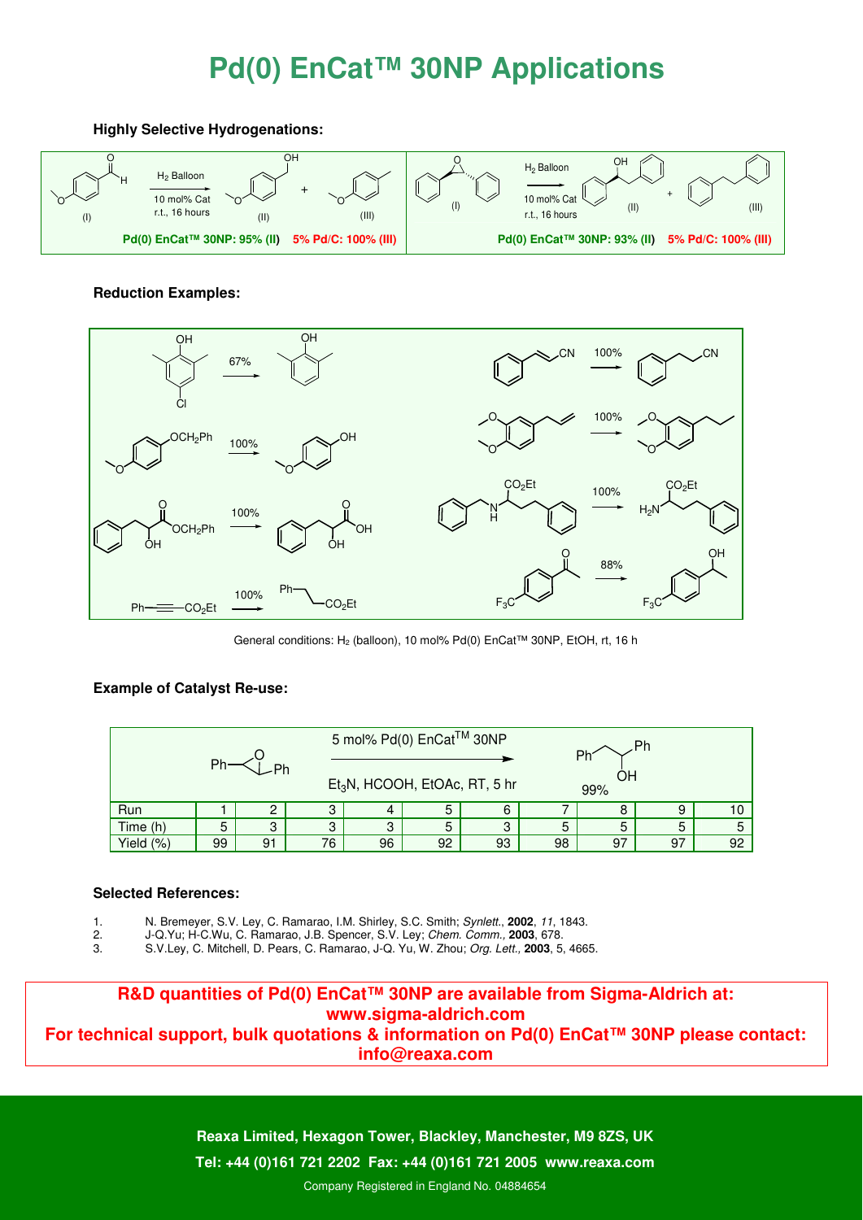# Pd(0) EnCat™ 30NP Applications

**Highly Selective Hydrogenations:**

$H_2$ Balloon

10 mol% Cat

r.t., 16 hours

(I) (II) (III)

Pd(0) EnCat™ 30NP: 95% (II) 5% Pd/C: 100% (III)

$H_2$ Balloon

10 mol% Cat

r.t., 16 hours

(I) (II) (III)

Pd(0) EnCat™ 30NP: 93% (II) 5% Pd/C: 100% (III)

**Reduction Examples:**

67%

100%

100%

100%

100%

100%

100%

88%

General conditions: $H_2$ (balloon), 10 mol% Pd(0) EnCat™ 30NP, EtOH, rt, 16 h

**Example of Catalyst Re-use:**

5 mol% Pd(0) EnCat™ 30NP

$Et_3N$, HCOOH, EtOAc, RT, 5 hr

99%

| Run | 1 | 2 | 3 | 4 | 5 | 6 | 7 | 8 | 9 | 10 |
|---|---|---|---|---|---|---|---|---|---|---|
| Time (h) | 5 | 3 | 3 | 3 | 5 | 3 | 5 | 5 | 5 | 5 |
| Yield (%) | 99 | 91 | 76 | 96 | 92 | 93 | 98 | 97 | 97 | 92 |

**Selected References:**

1. N. Bremeyer, S.V. Ley, C. Ramarao, I.M. Shirley, S.C. Smith; *Synlett.*, **2002**, *11*, 1843.
2. J-Q.Yu; H-C.Wu, C. Ramarao, J.B. Spencer, S.V. Ley; *Chem. Comm.,* **2003**, 678.
3. S.V.Ley, C. Mitchell, D. Pears, C. Ramarao, J-Q. Yu, W. Zhou; *Org. Lett.,* **2003**, 5, 4665.

**R&D quantities of Pd(0) EnCat™ 30NP are available from Sigma-Aldrich at: www.sigma-aldrich.com**

**For technical support, bulk quotations & information on Pd(0) EnCat™ 30NP please contact: info@reaxa.com**

**Reaxa Limited, Hexagon Tower, Blackley, Manchester, M9 8ZS, UK**

**Tel: +44 (0)161 721 2202 Fax: +44 (0)161 721 2005 www.reaxa.com**

Company Registered in England No. 04884654